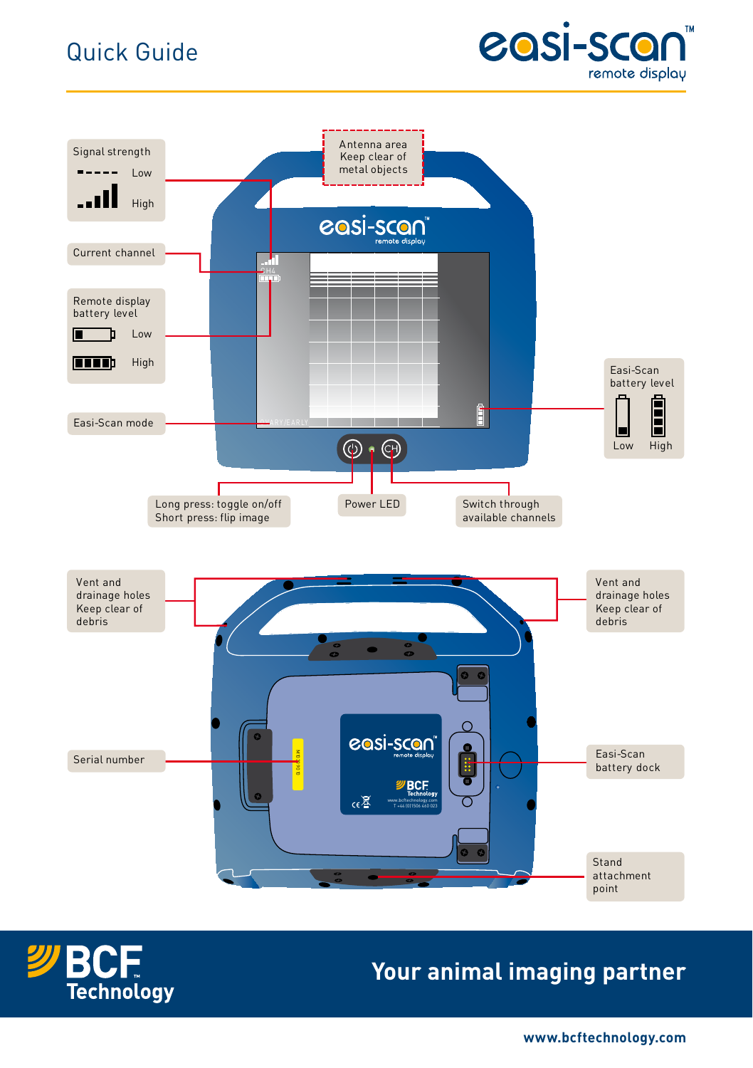# Quick Guide

easi-scan™ remote display

Signal strength
- Low
- High

Antenna area
Keep clear of metal objects

Current channel

Remote display battery level
- Low
- High

Easi-Scan mode

Easi-Scan battery level
- Low
- High

Long press: toggle on/off
Short press: flip image

Power LED

Switch through available channels

Vent and drainage holes
Keep clear of debris

Vent and drainage holes
Keep clear of debris

Serial number

Easi-Scan battery dock

Stand attachment point

BCF™ Technology

**Your animal imaging partner**

**www.bcftechnology.com**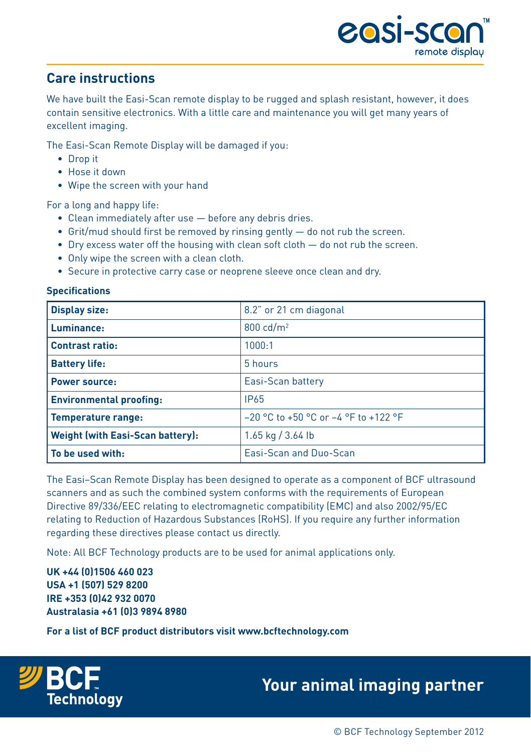easi-scan™
remote display

## Care instructions

We have built the Easi-Scan remote display to be rugged and splash resistant, however, it does contain sensitive electronics. With a little care and maintenance you will get many years of excellent imaging.

The Easi-Scan Remote Display will be damaged if you:

- Drop it
- Hose it down
- Wipe the screen with your hand

For a long and happy life:

- Clean immediately after use — before any debris dries.
- Grit/mud should first be removed by rinsing gently — do not rub the screen.
- Dry excess water off the housing with clean soft cloth — do not rub the screen.
- Only wipe the screen with a clean cloth.
- Secure in protective carry case or neoprene sleeve once clean and dry.

### Specifications

| | |
|---|---|
| **Display size:** | 8.2" or 21 cm diagonal |
| **Luminance:** | 800 cd/m$^2$ |
| **Contrast ratio:** | 1000:1 |
| **Battery life:** | 5 hours |
| **Power source:** | Easi-Scan battery |
| **Environmental proofing:** | IP65 |
| **Temperature range:** | –20 °C to +50 °C or –4 °F to +122 °F |
| **Weight (with Easi-Scan battery):** | 1.65 kg / 3.64 lb |
| **To be used with:** | Easi-Scan and Duo-Scan |

The Easi–Scan Remote Display has been designed to operate as a component of BCF ultrasound scanners and as such the combined system conforms with the requirements of European Directive 89/336/EEC relating to electromagnetic compatibility (EMC) and also 2002/95/EC relating to Reduction of Hazardous Substances (RoHS). If you require any further information regarding these directives please contact us directly.

Note: All BCF Technology products are to be used for animal applications only.

**UK +44 (0)1506 460 023**
**USA +1 (507) 529 8200**
**IRE +353 (0)42 932 0070**
**Australasia +61 (0)3 9894 8980**

**For a list of BCF product distributors visit www.bcftechnology.com**

BCF™ Technology

**Your animal imaging partner**

© BCF Technology September 2012